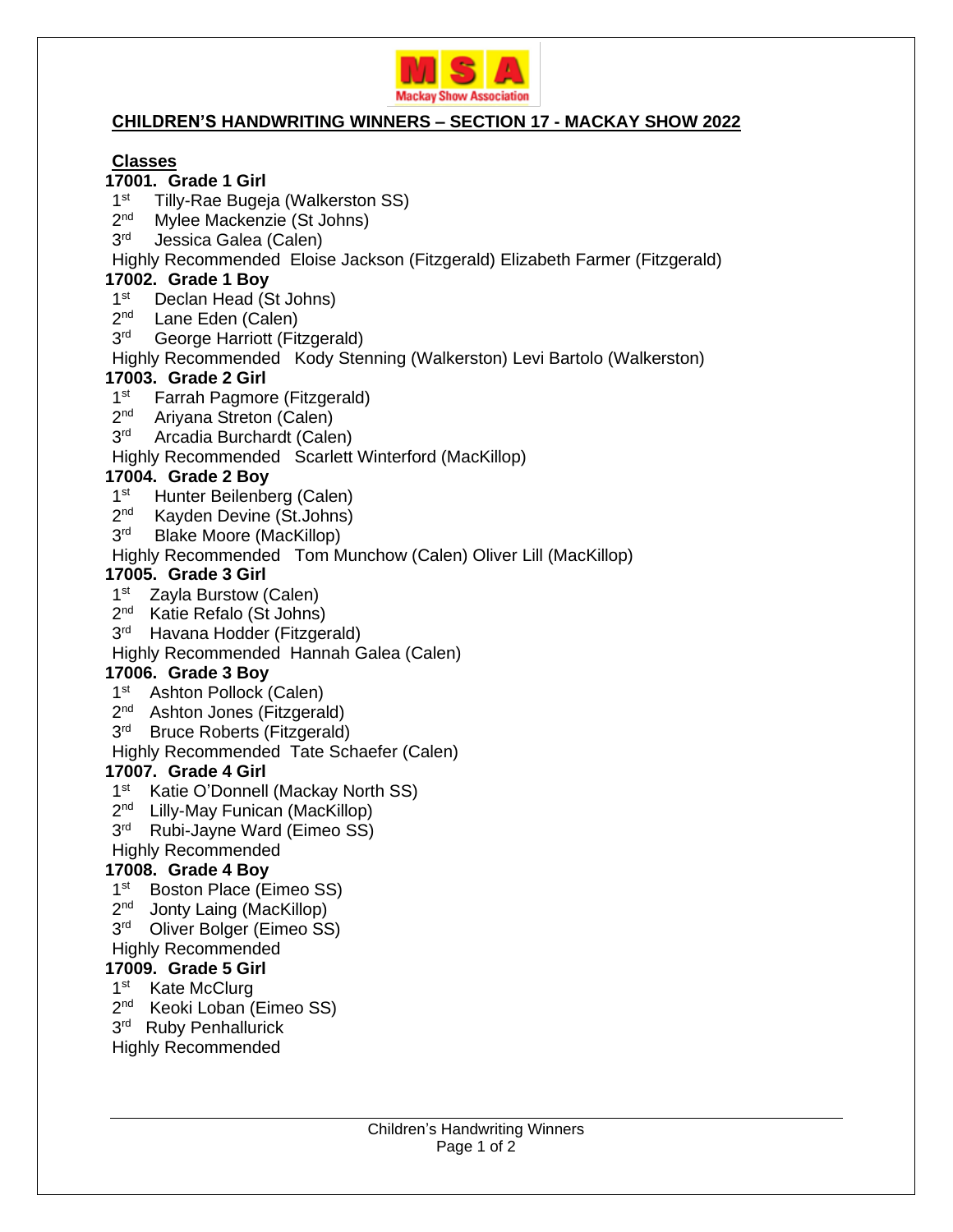MSA
Mackay Show Association

## CHILDREN'S HANDWRITING WINNERS – SECTION 17 - MACKAY SHOW 2022

### Classes

**17001. Grade 1 Girl**

1st Tilly-Rae Bugeja (Walkerston SS)
2nd Mylee Mackenzie (St Johns)
3rd Jessica Galea (Calen)
Highly Recommended Eloise Jackson (Fitzgerald) Elizabeth Farmer (Fitzgerald)

**17002. Grade 1 Boy**

1st Declan Head (St Johns)
2nd Lane Eden (Calen)
3rd George Harriott (Fitzgerald)
Highly Recommended Kody Stenning (Walkerston) Levi Bartolo (Walkerston)

**17003. Grade 2 Girl**

1st Farrah Pagmore (Fitzgerald)
2nd Ariyana Streton (Calen)
3rd Arcadia Burchardt (Calen)
Highly Recommended Scarlett Winterford (MacKillop)

**17004. Grade 2 Boy**

1st Hunter Beilenberg (Calen)
2nd Kayden Devine (St.Johns)
3rd Blake Moore (MacKillop)
Highly Recommended Tom Munchow (Calen) Oliver Lill (MacKillop)

**17005. Grade 3 Girl**

1st Zayla Burstow (Calen)
2nd Katie Refalo (St Johns)
3rd Havana Hodder (Fitzgerald)
Highly Recommended Hannah Galea (Calen)

**17006. Grade 3 Boy**

1st Ashton Pollock (Calen)
2nd Ashton Jones (Fitzgerald)
3rd Bruce Roberts (Fitzgerald)
Highly Recommended Tate Schaefer (Calen)

**17007. Grade 4 Girl**

1st Katie O'Donnell (Mackay North SS)
2nd Lilly-May Funican (MacKillop)
3rd Rubi-Jayne Ward (Eimeo SS)
Highly Recommended

**17008. Grade 4 Boy**

1st Boston Place (Eimeo SS)
2nd Jonty Laing (MacKillop)
3rd Oliver Bolger (Eimeo SS)
Highly Recommended

**17009. Grade 5 Girl**

1st Kate McClurg
2nd Keoki Loban (Eimeo SS)
3rd Ruby Penhallurick
Highly Recommended

Children's Handwriting Winners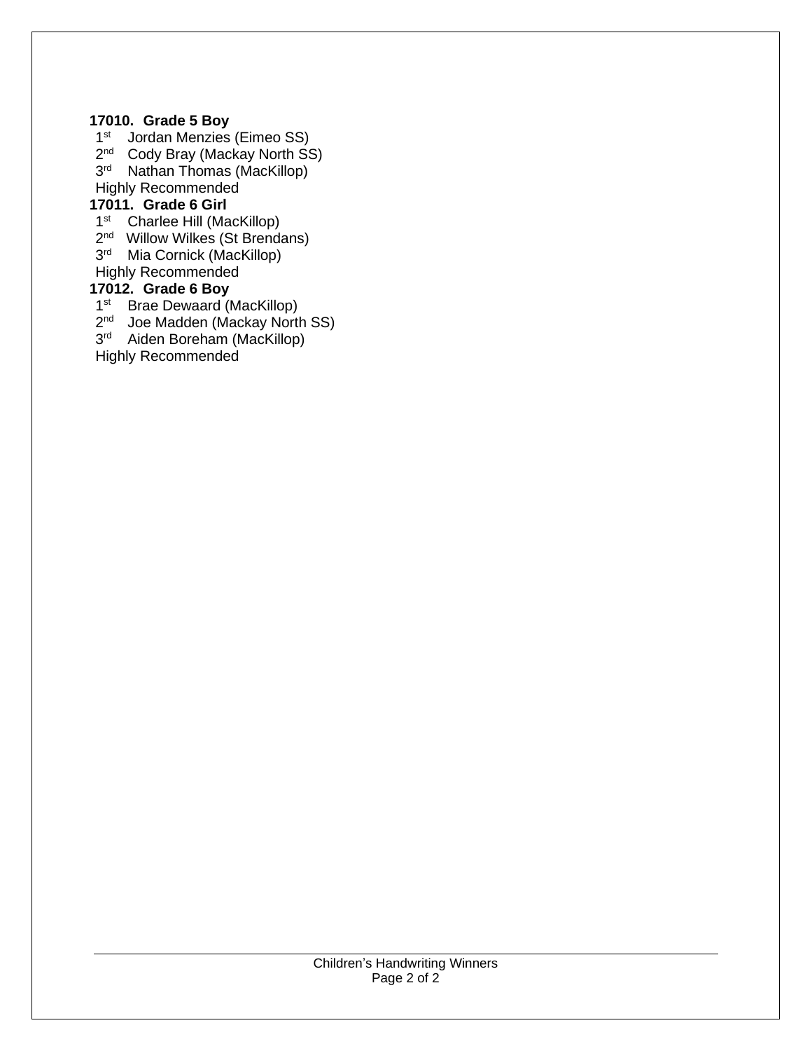**17010. Grade 5 Boy**

1st Jordan Menzies (Eimeo SS)
2nd Cody Bray (Mackay North SS)
3rd Nathan Thomas (MacKillop)
Highly Recommended

**17011. Grade 6 Girl**

1st Charlee Hill (MacKillop)
2nd Willow Wilkes (St Brendans)
3rd Mia Cornick (MacKillop)
Highly Recommended

**17012. Grade 6 Boy**

1st Brae Dewaard (MacKillop)
2nd Joe Madden (Mackay North SS)
3rd Aiden Boreham (MacKillop)
Highly Recommended